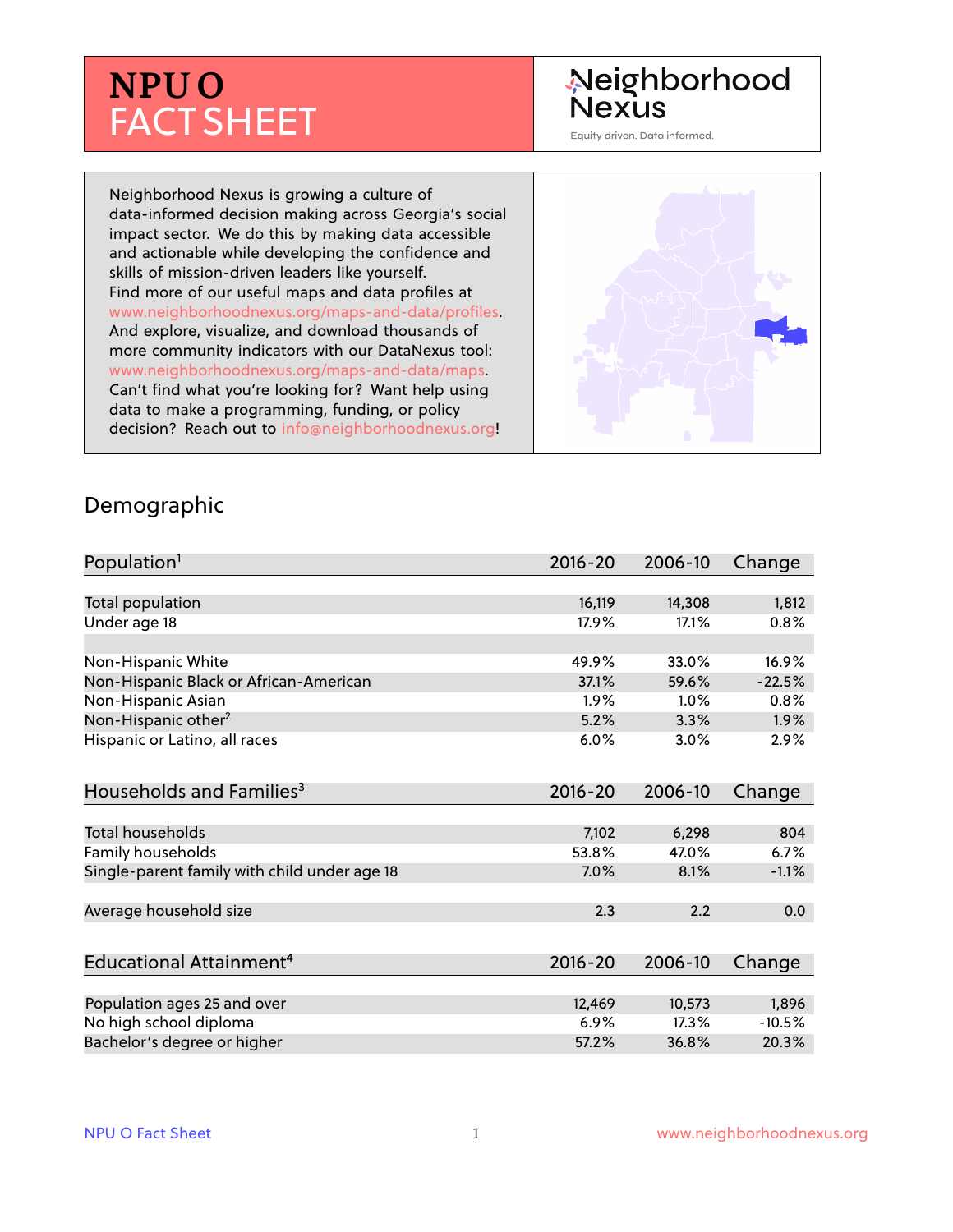# NPU O FACT SHEET

Neighborhood Nexus

Equity driven. Data informed.

Neighborhood Nexus is growing a culture of data-informed decision making across Georgia's social impact sector. We do this by making data accessible and actionable while developing the confidence and skills of mission-driven leaders like yourself. Find more of our useful maps and data profiles at www.neighborhoodnexus.org/maps-and-data/profiles. And explore, visualize, and download thousands of more community indicators with our DataNexus tool: www.neighborhoodnexus.org/maps-and-data/maps. Can't find what you're looking for? Want help using data to make a programming, funding, or policy decision? Reach out to info@neighborhoodnexus.org!

## Demographic

| Population[1] | 2016-20 | 2006-10 | Change |
|---|---|---|---|
| Total population | 16,119 | 14,308 | 1,812 |
| Under age 18 | 17.9% | 17.1% | 0.8% |
| | | | |
| Non-Hispanic White | 49.9% | 33.0% | 16.9% |
| Non-Hispanic Black or African-American | 37.1% | 59.6% | -22.5% |
| Non-Hispanic Asian | 1.9% | 1.0% | 0.8% |
| Non-Hispanic other[2] | 5.2% | 3.3% | 1.9% |
| Hispanic or Latino, all races | 6.0% | 3.0% | 2.9% |

| Households and Families[3] | 2016-20 | 2006-10 | Change |
|---|---|---|---|
| Total households | 7,102 | 6,298 | 804 |
| Family households | 53.8% | 47.0% | 6.7% |
| Single-parent family with child under age 18 | 7.0% | 8.1% | -1.1% |
| | | | |
| Average household size | 2.3 | 2.2 | 0.0 |

| Educational Attainment[4] | 2016-20 | 2006-10 | Change |
|---|---|---|---|
| Population ages 25 and over | 12,469 | 10,573 | 1,896 |
| No high school diploma | 6.9% | 17.3% | -10.5% |
| Bachelor's degree or higher | 57.2% | 36.8% | 20.3% |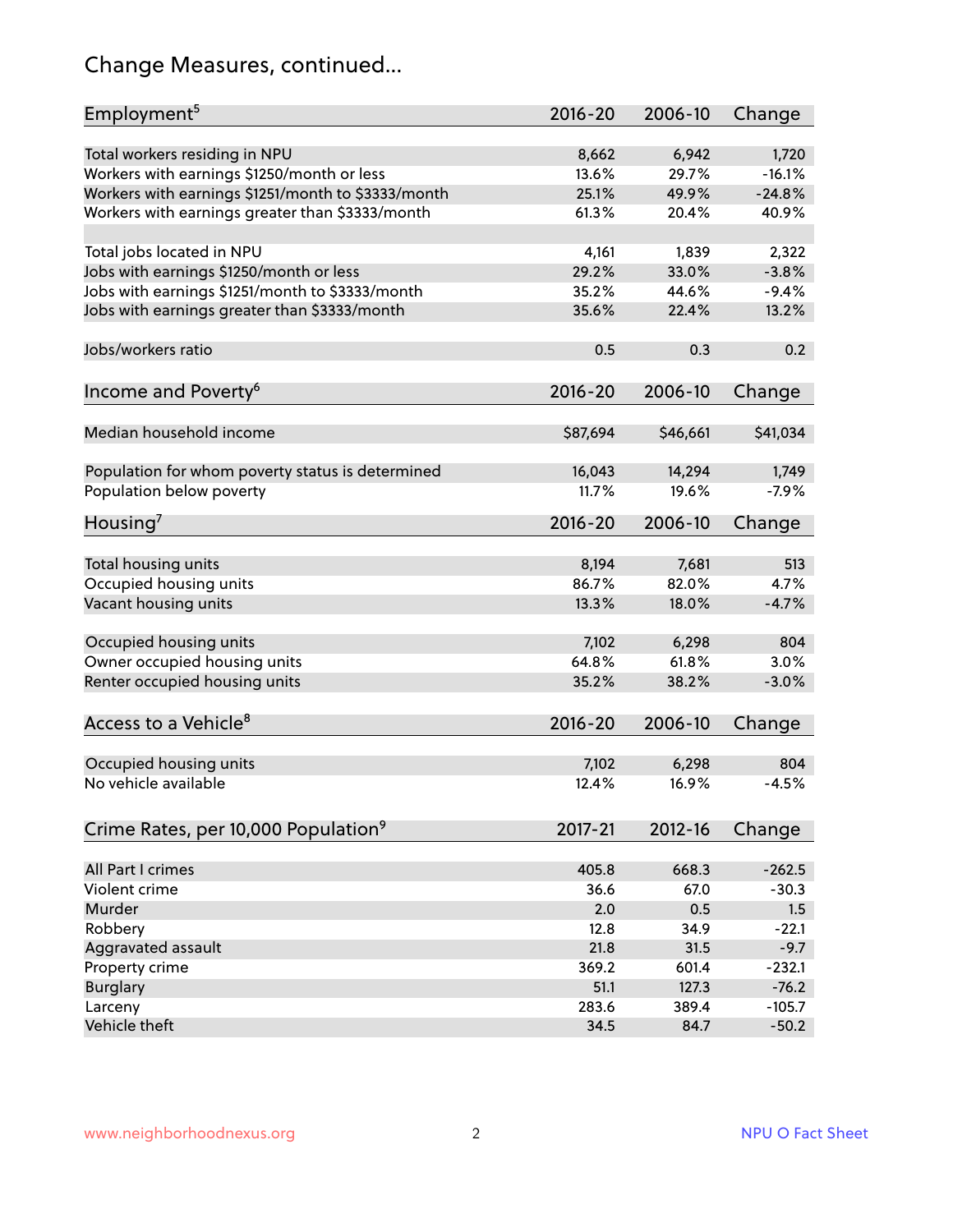# Change Measures, continued...

| Employment[5] | 2016-20 | 2006-10 | Change |
|---|---|---|---|
| Total workers residing in NPU | 8,662 | 6,942 | 1,720 |
| Workers with earnings $1250/month or less | 13.6% | 29.7% | -16.1% |
| Workers with earnings $1251/month to $3333/month | 25.1% | 49.9% | -24.8% |
| Workers with earnings greater than $3333/month | 61.3% | 20.4% | 40.9% |
| | | | |
| Total jobs located in NPU | 4,161 | 1,839 | 2,322 |
| Jobs with earnings $1250/month or less | 29.2% | 33.0% | -3.8% |
| Jobs with earnings $1251/month to $3333/month | 35.2% | 44.6% | -9.4% |
| Jobs with earnings greater than $3333/month | 35.6% | 22.4% | 13.2% |
| | | | |
| Jobs/workers ratio | 0.5 | 0.3 | 0.2 |

| Income and Poverty[6] | 2016-20 | 2006-10 | Change |
|---|---|---|---|
| Median household income | $87,694 | $46,661 | $41,034 |
| | | | |
| Population for whom poverty status is determined | 16,043 | 14,294 | 1,749 |
| Population below poverty | 11.7% | 19.6% | -7.9% |

| Housing[7] | 2016-20 | 2006-10 | Change |
|---|---|---|---|
| Total housing units | 8,194 | 7,681 | 513 |
| Occupied housing units | 86.7% | 82.0% | 4.7% |
| Vacant housing units | 13.3% | 18.0% | -4.7% |
| | | | |
| Occupied housing units | 7,102 | 6,298 | 804 |
| Owner occupied housing units | 64.8% | 61.8% | 3.0% |
| Renter occupied housing units | 35.2% | 38.2% | -3.0% |

| Access to a Vehicle[8] | 2016-20 | 2006-10 | Change |
|---|---|---|---|
| Occupied housing units | 7,102 | 6,298 | 804 |
| No vehicle available | 12.4% | 16.9% | -4.5% |

| Crime Rates, per 10,000 Population[9] | 2017-21 | 2012-16 | Change |
|---|---|---|---|
| All Part I crimes | 405.8 | 668.3 | -262.5 |
| Violent crime | 36.6 | 67.0 | -30.3 |
| Murder | 2.0 | 0.5 | 1.5 |
| Robbery | 12.8 | 34.9 | -22.1 |
| Aggravated assault | 21.8 | 31.5 | -9.7 |
| Property crime | 369.2 | 601.4 | -232.1 |
| Burglary | 51.1 | 127.3 | -76.2 |
| Larceny | 283.6 | 389.4 | -105.7 |
| Vehicle theft | 34.5 | 84.7 | -50.2 |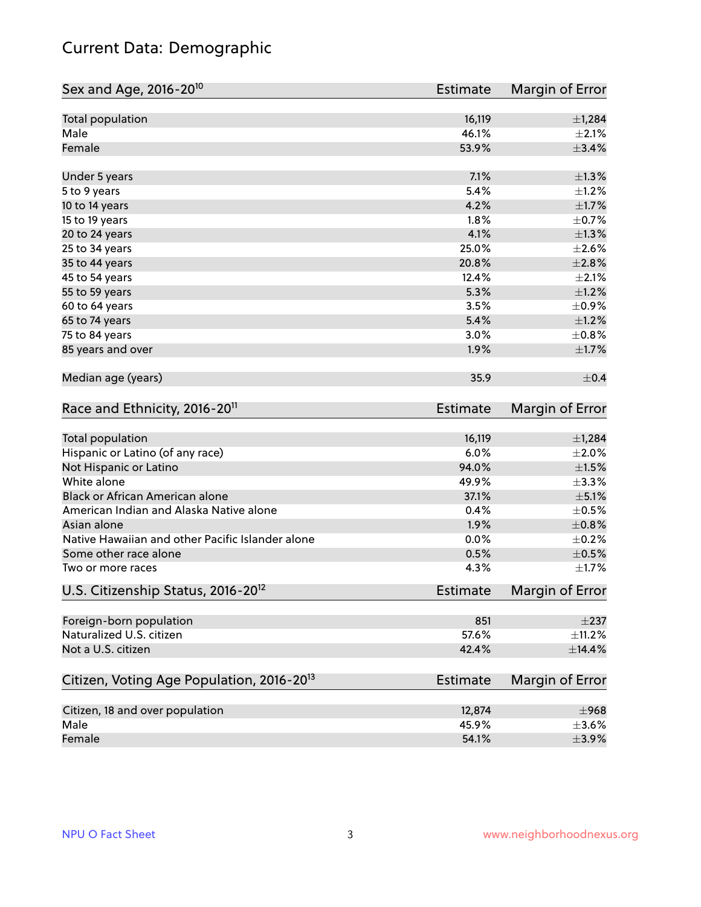# Current Data: Demographic

| Sex and Age, 2016-20[10] | Estimate | Margin of Error |
|---|---|---|
| Total population | 16,119 | ±1,284 |
| Male | 46.1% | ±2.1% |
| Female | 53.9% | ±3.4% |
| | | |
| Under 5 years | 7.1% | ±1.3% |
| 5 to 9 years | 5.4% | ±1.2% |
| 10 to 14 years | 4.2% | ±1.7% |
| 15 to 19 years | 1.8% | ±0.7% |
| 20 to 24 years | 4.1% | ±1.3% |
| 25 to 34 years | 25.0% | ±2.6% |
| 35 to 44 years | 20.8% | ±2.8% |
| 45 to 54 years | 12.4% | ±2.1% |
| 55 to 59 years | 5.3% | ±1.2% |
| 60 to 64 years | 3.5% | ±0.9% |
| 65 to 74 years | 5.4% | ±1.2% |
| 75 to 84 years | 3.0% | ±0.8% |
| 85 years and over | 1.9% | ±1.7% |
| | | |
| Median age (years) | 35.9 | ±0.4 |

| Race and Ethnicity, 2016-20[11] | Estimate | Margin of Error |
|---|---|---|
| Total population | 16,119 | ±1,284 |
| Hispanic or Latino (of any race) | 6.0% | ±2.0% |
| Not Hispanic or Latino | 94.0% | ±1.5% |
| White alone | 49.9% | ±3.3% |
| Black or African American alone | 37.1% | ±5.1% |
| American Indian and Alaska Native alone | 0.4% | ±0.5% |
| Asian alone | 1.9% | ±0.8% |
| Native Hawaiian and other Pacific Islander alone | 0.0% | ±0.2% |
| Some other race alone | 0.5% | ±0.5% |
| Two or more races | 4.3% | ±1.7% |

| U.S. Citizenship Status, 2016-20[12] | Estimate | Margin of Error |
|---|---|---|
| Foreign-born population | 851 | ±237 |
| Naturalized U.S. citizen | 57.6% | ±11.2% |
| Not a U.S. citizen | 42.4% | ±14.4% |

| Citizen, Voting Age Population, 2016-20[13] | Estimate | Margin of Error |
|---|---|---|
| Citizen, 18 and over population | 12,874 | ±968 |
| Male | 45.9% | ±3.6% |
| Female | 54.1% | ±3.9% |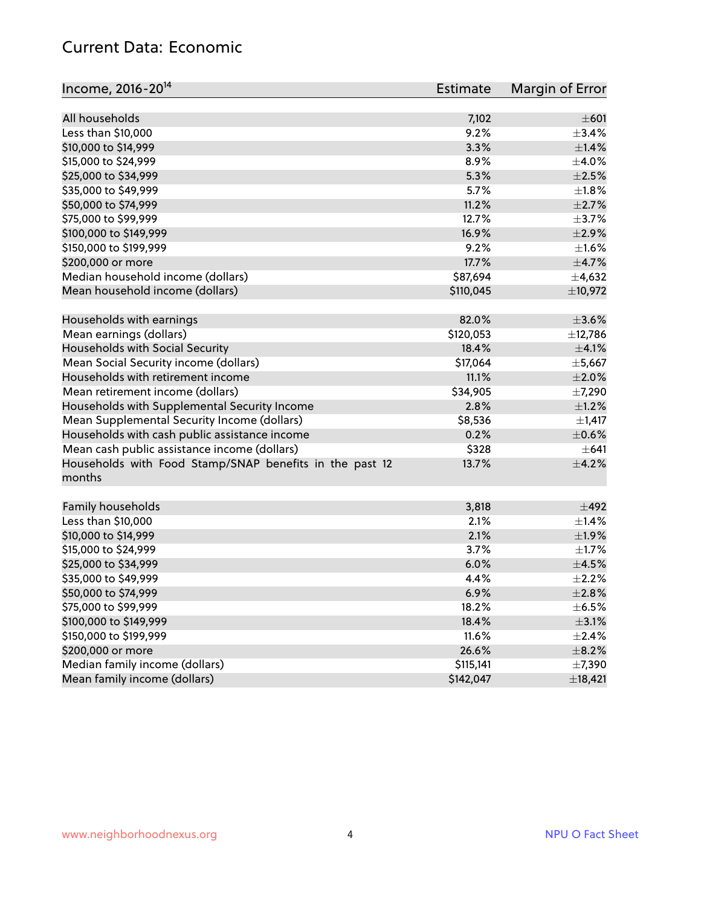## Current Data: Economic

| Income, 2016-20[14] | Estimate | Margin of Error |
|---|---|---|
| All households | 7,102 | ±601 |
| Less than $10,000 | 9.2% | ±3.4% |
| $10,000 to $14,999 | 3.3% | ±1.4% |
| $15,000 to $24,999 | 8.9% | ±4.0% |
| $25,000 to $34,999 | 5.3% | ±2.5% |
| $35,000 to $49,999 | 5.7% | ±1.8% |
| $50,000 to $74,999 | 11.2% | ±2.7% |
| $75,000 to $99,999 | 12.7% | ±3.7% |
| $100,000 to $149,999 | 16.9% | ±2.9% |
| $150,000 to $199,999 | 9.2% | ±1.6% |
| $200,000 or more | 17.7% | ±4.7% |
| Median household income (dollars) | $87,694 | ±4,632 |
| Mean household income (dollars) | $110,045 | ±10,972 |
| | | |
| Households with earnings | 82.0% | ±3.6% |
| Mean earnings (dollars) | $120,053 | ±12,786 |
| Households with Social Security | 18.4% | ±4.1% |
| Mean Social Security income (dollars) | $17,064 | ±5,667 |
| Households with retirement income | 11.1% | ±2.0% |
| Mean retirement income (dollars) | $34,905 | ±7,290 |
| Households with Supplemental Security Income | 2.8% | ±1.2% |
| Mean Supplemental Security Income (dollars) | $8,536 | ±1,417 |
| Households with cash public assistance income | 0.2% | ±0.6% |
| Mean cash public assistance income (dollars) | $328 | ±641 |
| Households with Food Stamp/SNAP benefits in the past 12 months | 13.7% | ±4.2% |
| | | |
| Family households | 3,818 | ±492 |
| Less than $10,000 | 2.1% | ±1.4% |
| $10,000 to $14,999 | 2.1% | ±1.9% |
| $15,000 to $24,999 | 3.7% | ±1.7% |
| $25,000 to $34,999 | 6.0% | ±4.5% |
| $35,000 to $49,999 | 4.4% | ±2.2% |
| $50,000 to $74,999 | 6.9% | ±2.8% |
| $75,000 to $99,999 | 18.2% | ±6.5% |
| $100,000 to $149,999 | 18.4% | ±3.1% |
| $150,000 to $199,999 | 11.6% | ±2.4% |
| $200,000 or more | 26.6% | ±8.2% |
| Median family income (dollars) | $115,141 | ±7,390 |
| Mean family income (dollars) | $142,047 | ±18,421 |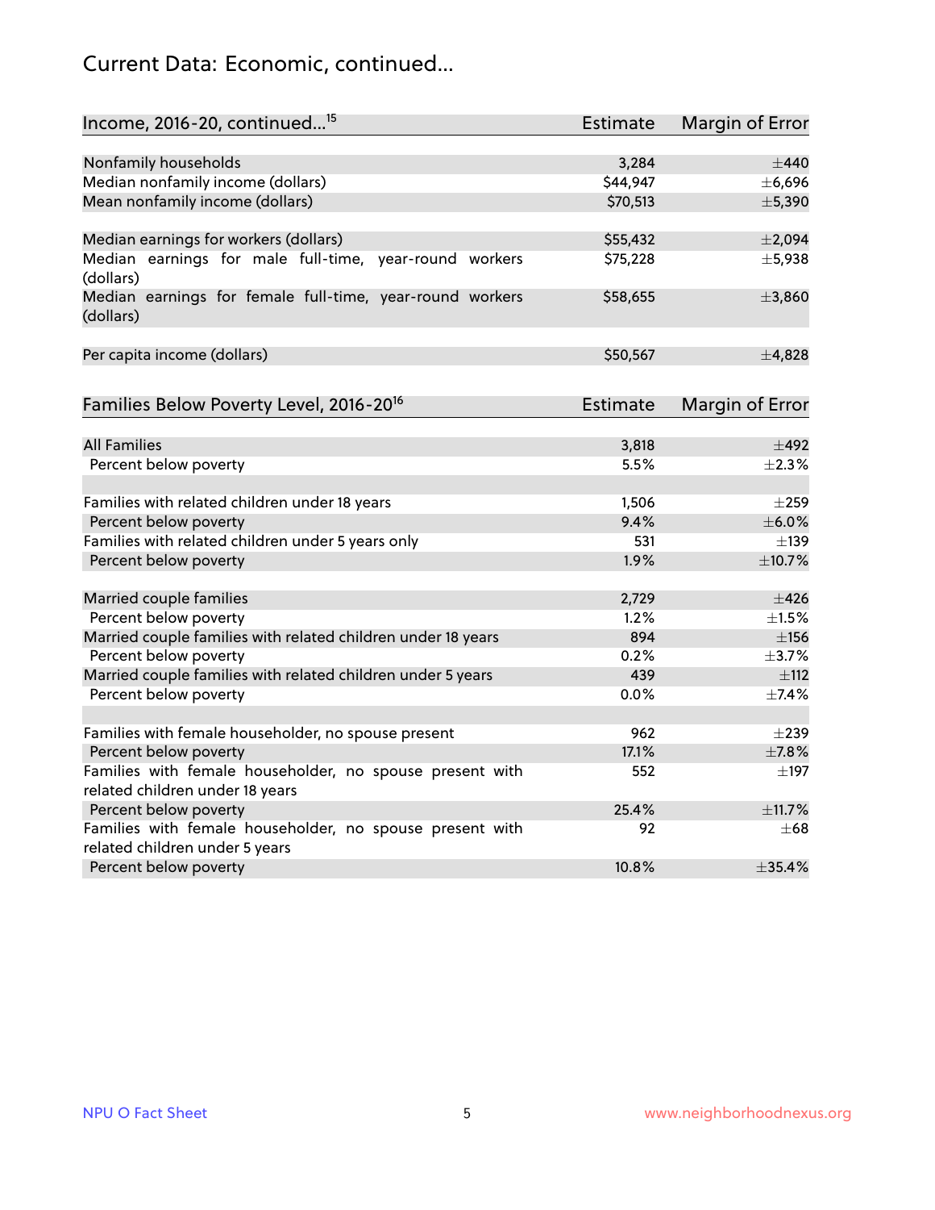# Current Data: Economic, continued...

| Income, 2016-20, continued...[15] | Estimate | Margin of Error |
|---|---|---|
| Nonfamily households | 3,284 | ±440 |
| Median nonfamily income (dollars) | $44,947 | ±6,696 |
| Mean nonfamily income (dollars) | $70,513 | ±5,390 |
| Median earnings for workers (dollars) | $55,432 | ±2,094 |
| Median earnings for male full-time, year-round workers (dollars) | $75,228 | ±5,938 |
| Median earnings for female full-time, year-round workers (dollars) | $58,655 | ±3,860 |
| Per capita income (dollars) | $50,567 | ±4,828 |

| Families Below Poverty Level, 2016-20[16] | Estimate | Margin of Error |
|---|---|---|
| All Families | 3,818 | ±492 |
| Percent below poverty | 5.5% | ±2.3% |
| Families with related children under 18 years | 1,506 | ±259 |
| Percent below poverty | 9.4% | ±6.0% |
| Families with related children under 5 years only | 531 | ±139 |
| Percent below poverty | 1.9% | ±10.7% |
| Married couple families | 2,729 | ±426 |
| Percent below poverty | 1.2% | ±1.5% |
| Married couple families with related children under 18 years | 894 | ±156 |
| Percent below poverty | 0.2% | ±3.7% |
| Married couple families with related children under 5 years | 439 | ±112 |
| Percent below poverty | 0.0% | ±7.4% |
| Families with female householder, no spouse present | 962 | ±239 |
| Percent below poverty | 17.1% | ±7.8% |
| Families with female householder, no spouse present with related children under 18 years | 552 | ±197 |
| Percent below poverty | 25.4% | ±11.7% |
| Families with female householder, no spouse present with related children under 5 years | 92 | ±68 |
| Percent below poverty | 10.8% | ±35.4% |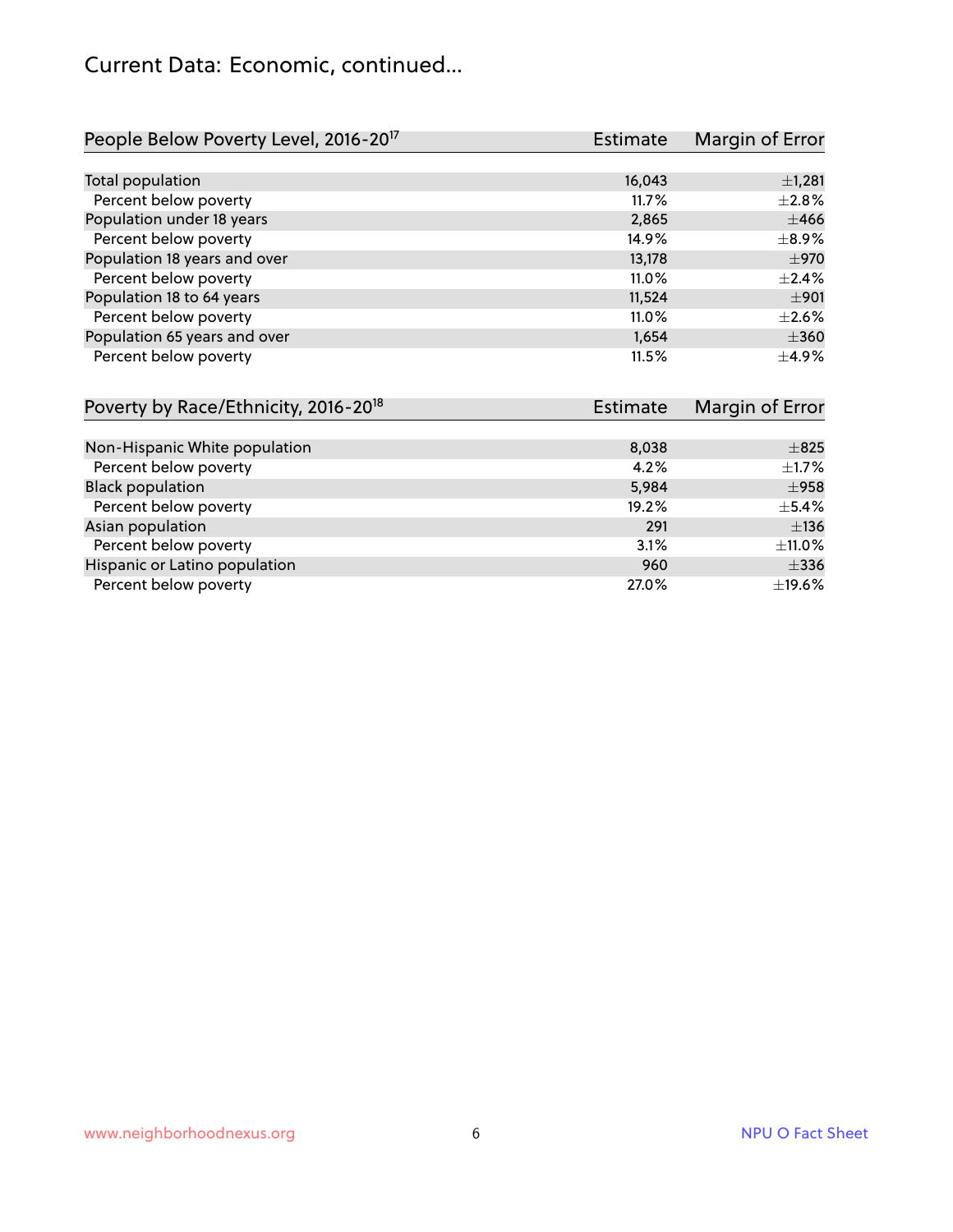## Current Data: Economic, continued...

| People Below Poverty Level, 2016-20[17] | Estimate | Margin of Error |
|---|---|---|
| Total population | 16,043 | ±1,281 |
| Percent below poverty | 11.7% | ±2.8% |
| Population under 18 years | 2,865 | ±466 |
| Percent below poverty | 14.9% | ±8.9% |
| Population 18 years and over | 13,178 | ±970 |
| Percent below poverty | 11.0% | ±2.4% |
| Population 18 to 64 years | 11,524 | ±901 |
| Percent below poverty | 11.0% | ±2.6% |
| Population 65 years and over | 1,654 | ±360 |
| Percent below poverty | 11.5% | ±4.9% |

| Poverty by Race/Ethnicity, 2016-20[18] | Estimate | Margin of Error |
|---|---|---|
| Non-Hispanic White population | 8,038 | ±825 |
| Percent below poverty | 4.2% | ±1.7% |
| Black population | 5,984 | ±958 |
| Percent below poverty | 19.2% | ±5.4% |
| Asian population | 291 | ±136 |
| Percent below poverty | 3.1% | ±11.0% |
| Hispanic or Latino population | 960 | ±336 |
| Percent below poverty | 27.0% | ±19.6% |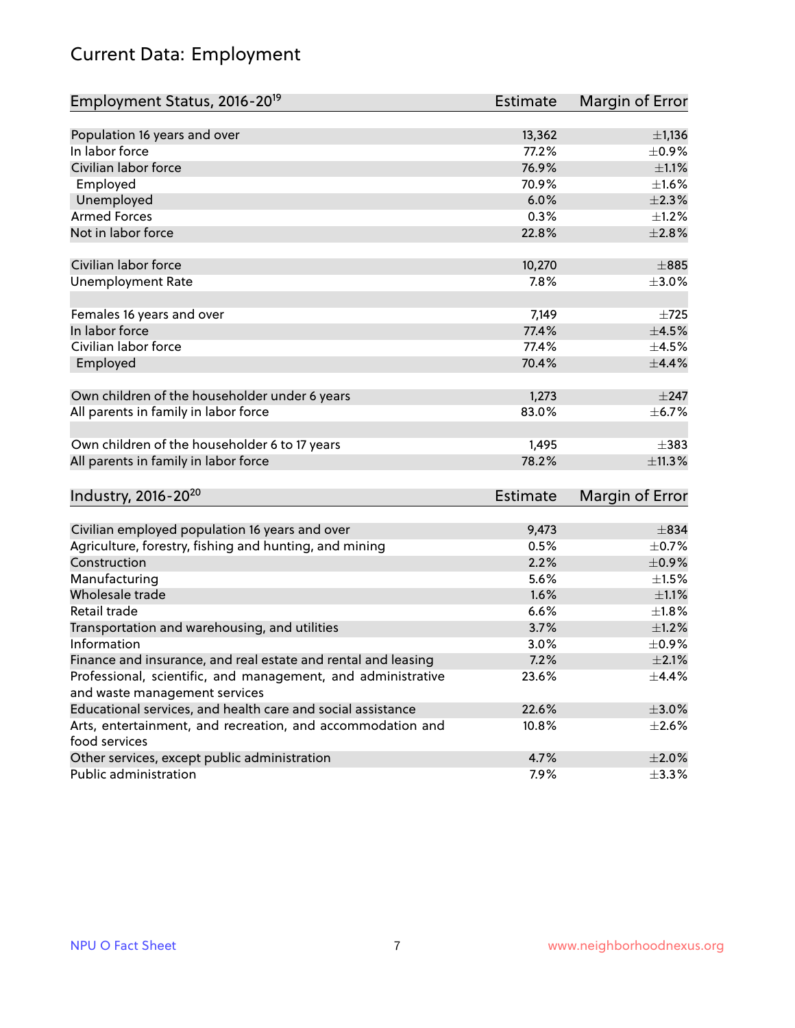# Current Data: Employment

| Employment Status, 2016-20[19] | Estimate | Margin of Error |
|---|---|---|
| Population 16 years and over | 13,362 | ±1,136 |
| In labor force | 77.2% | ±0.9% |
| Civilian labor force | 76.9% | ±1.1% |
| Employed | 70.9% | ±1.6% |
| Unemployed | 6.0% | ±2.3% |
| Armed Forces | 0.3% | ±1.2% |
| Not in labor force | 22.8% | ±2.8% |
| | | |
| Civilian labor force | 10,270 | ±885 |
| Unemployment Rate | 7.8% | ±3.0% |
| | | |
| Females 16 years and over | 7,149 | ±725 |
| In labor force | 77.4% | ±4.5% |
| Civilian labor force | 77.4% | ±4.5% |
| Employed | 70.4% | ±4.4% |
| | | |
| Own children of the householder under 6 years | 1,273 | ±247 |
| All parents in family in labor force | 83.0% | ±6.7% |
| | | |
| Own children of the householder 6 to 17 years | 1,495 | ±383 |
| All parents in family in labor force | 78.2% | ±11.3% |

| Industry, 2016-20[20] | Estimate | Margin of Error |
|---|---|---|
| Civilian employed population 16 years and over | 9,473 | ±834 |
| Agriculture, forestry, fishing and hunting, and mining | 0.5% | ±0.7% |
| Construction | 2.2% | ±0.9% |
| Manufacturing | 5.6% | ±1.5% |
| Wholesale trade | 1.6% | ±1.1% |
| Retail trade | 6.6% | ±1.8% |
| Transportation and warehousing, and utilities | 3.7% | ±1.2% |
| Information | 3.0% | ±0.9% |
| Finance and insurance, and real estate and rental and leasing | 7.2% | ±2.1% |
| Professional, scientific, and management, and administrative and waste management services | 23.6% | ±4.4% |
| Educational services, and health care and social assistance | 22.6% | ±3.0% |
| Arts, entertainment, and recreation, and accommodation and food services | 10.8% | ±2.6% |
| Other services, except public administration | 4.7% | ±2.0% |
| Public administration | 7.9% | ±3.3% |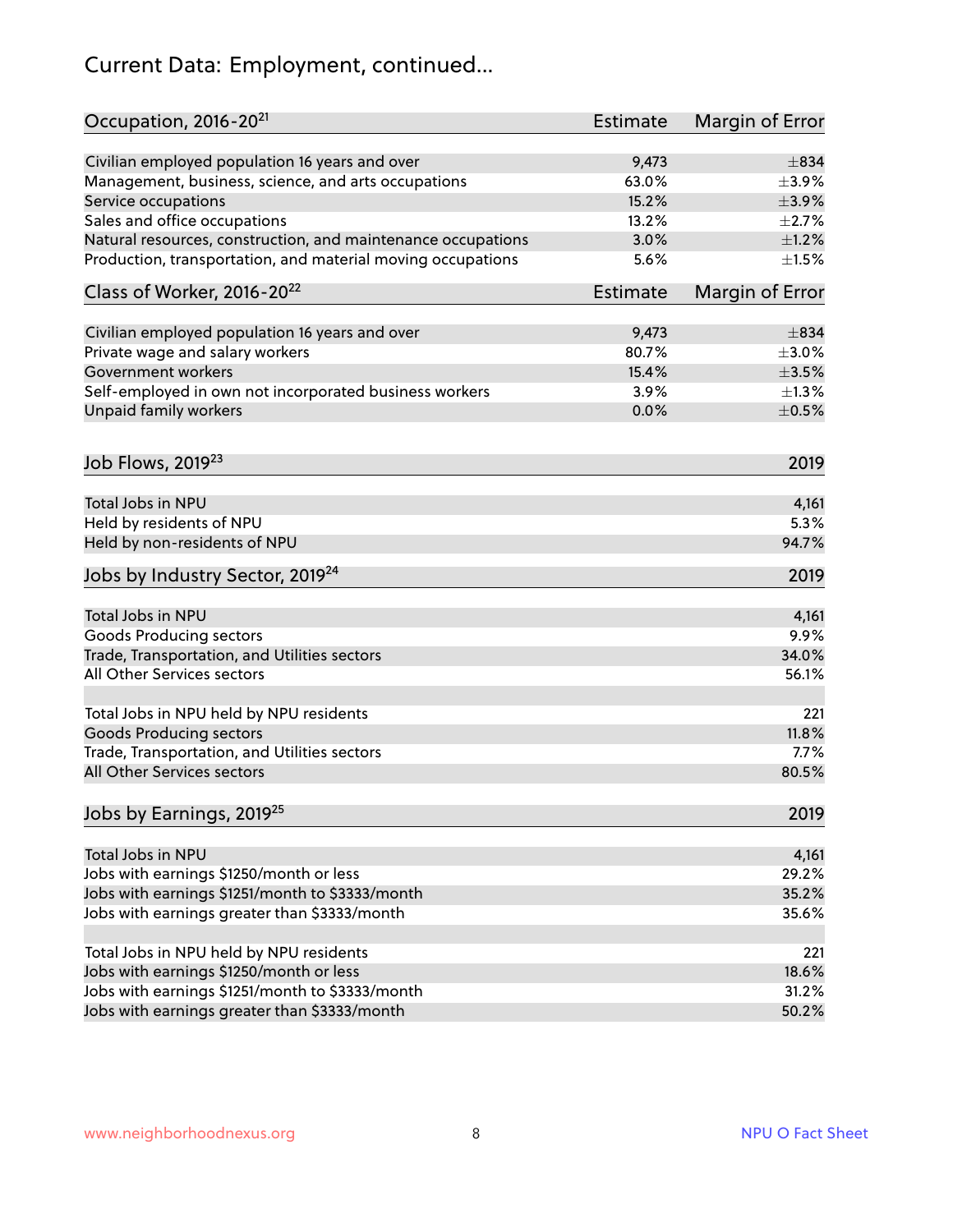# Current Data: Employment, continued...

| Occupation, 2016-20[21] | Estimate | Margin of Error |
|---|---|---|
| Civilian employed population 16 years and over | 9,473 | ±834 |
| Management, business, science, and arts occupations | 63.0% | ±3.9% |
| Service occupations | 15.2% | ±3.9% |
| Sales and office occupations | 13.2% | ±2.7% |
| Natural resources, construction, and maintenance occupations | 3.0% | ±1.2% |
| Production, transportation, and material moving occupations | 5.6% | ±1.5% |

| Class of Worker, 2016-20[22] | Estimate | Margin of Error |
|---|---|---|
| Civilian employed population 16 years and over | 9,473 | ±834 |
| Private wage and salary workers | 80.7% | ±3.0% |
| Government workers | 15.4% | ±3.5% |
| Self-employed in own not incorporated business workers | 3.9% | ±1.3% |
| Unpaid family workers | 0.0% | ±0.5% |

| Job Flows, 2019[23] | 2019 |
|---|---|
| Total Jobs in NPU | 4,161 |
| Held by residents of NPU | 5.3% |
| Held by non-residents of NPU | 94.7% |

| Jobs by Industry Sector, 2019[24] | 2019 |
|---|---|
| Total Jobs in NPU | 4,161 |
| Goods Producing sectors | 9.9% |
| Trade, Transportation, and Utilities sectors | 34.0% |
| All Other Services sectors | 56.1% |
| | |
| Total Jobs in NPU held by NPU residents | 221 |
| Goods Producing sectors | 11.8% |
| Trade, Transportation, and Utilities sectors | 7.7% |
| All Other Services sectors | 80.5% |

| Jobs by Earnings, 2019[25] | 2019 |
|---|---|
| Total Jobs in NPU | 4,161 |
| Jobs with earnings $1250/month or less | 29.2% |
| Jobs with earnings $1251/month to $3333/month | 35.2% |
| Jobs with earnings greater than $3333/month | 35.6% |
| | |
| Total Jobs in NPU held by NPU residents | 221 |
| Jobs with earnings $1250/month or less | 18.6% |
| Jobs with earnings $1251/month to $3333/month | 31.2% |
| Jobs with earnings greater than $3333/month | 50.2% |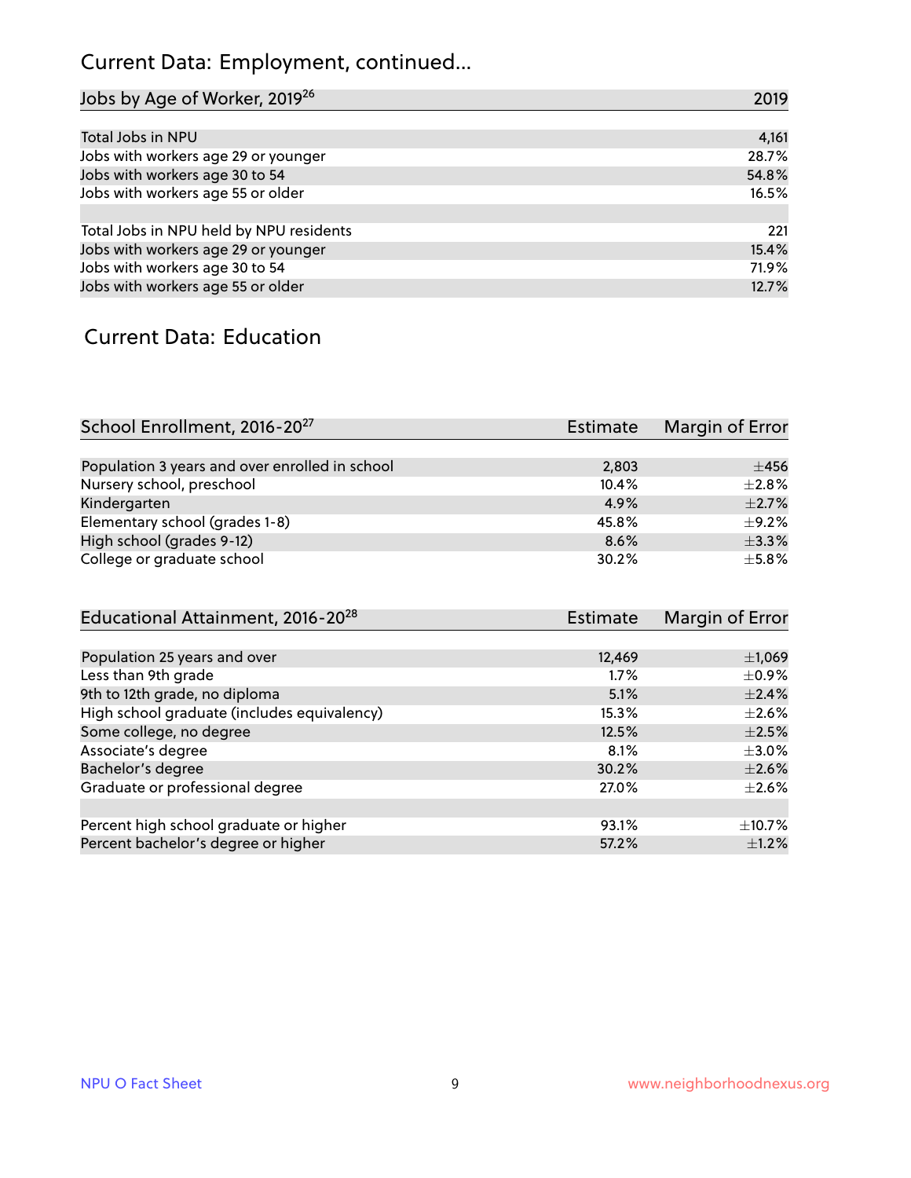# Current Data: Employment, continued...

| Jobs by Age of Worker, 2019[26] | 2019 |
|---|---|
| Total Jobs in NPU | 4,161 |
| Jobs with workers age 29 or younger | 28.7% |
| Jobs with workers age 30 to 54 | 54.8% |
| Jobs with workers age 55 or older | 16.5% |
| | |
| Total Jobs in NPU held by NPU residents | 221 |
| Jobs with workers age 29 or younger | 15.4% |
| Jobs with workers age 30 to 54 | 71.9% |
| Jobs with workers age 55 or older | 12.7% |

## Current Data: Education

| School Enrollment, 2016-20[27] | Estimate | Margin of Error |
|---|---|---|
| Population 3 years and over enrolled in school | 2,803 | ±456 |
| Nursery school, preschool | 10.4% | ±2.8% |
| Kindergarten | 4.9% | ±2.7% |
| Elementary school (grades 1-8) | 45.8% | ±9.2% |
| High school (grades 9-12) | 8.6% | ±3.3% |
| College or graduate school | 30.2% | ±5.8% |

| Educational Attainment, 2016-20[28] | Estimate | Margin of Error |
|---|---|---|
| Population 25 years and over | 12,469 | ±1,069 |
| Less than 9th grade | 1.7% | ±0.9% |
| 9th to 12th grade, no diploma | 5.1% | ±2.4% |
| High school graduate (includes equivalency) | 15.3% | ±2.6% |
| Some college, no degree | 12.5% | ±2.5% |
| Associate's degree | 8.1% | ±3.0% |
| Bachelor's degree | 30.2% | ±2.6% |
| Graduate or professional degree | 27.0% | ±2.6% |
| | | |
| Percent high school graduate or higher | 93.1% | ±10.7% |
| Percent bachelor's degree or higher | 57.2% | ±1.2% |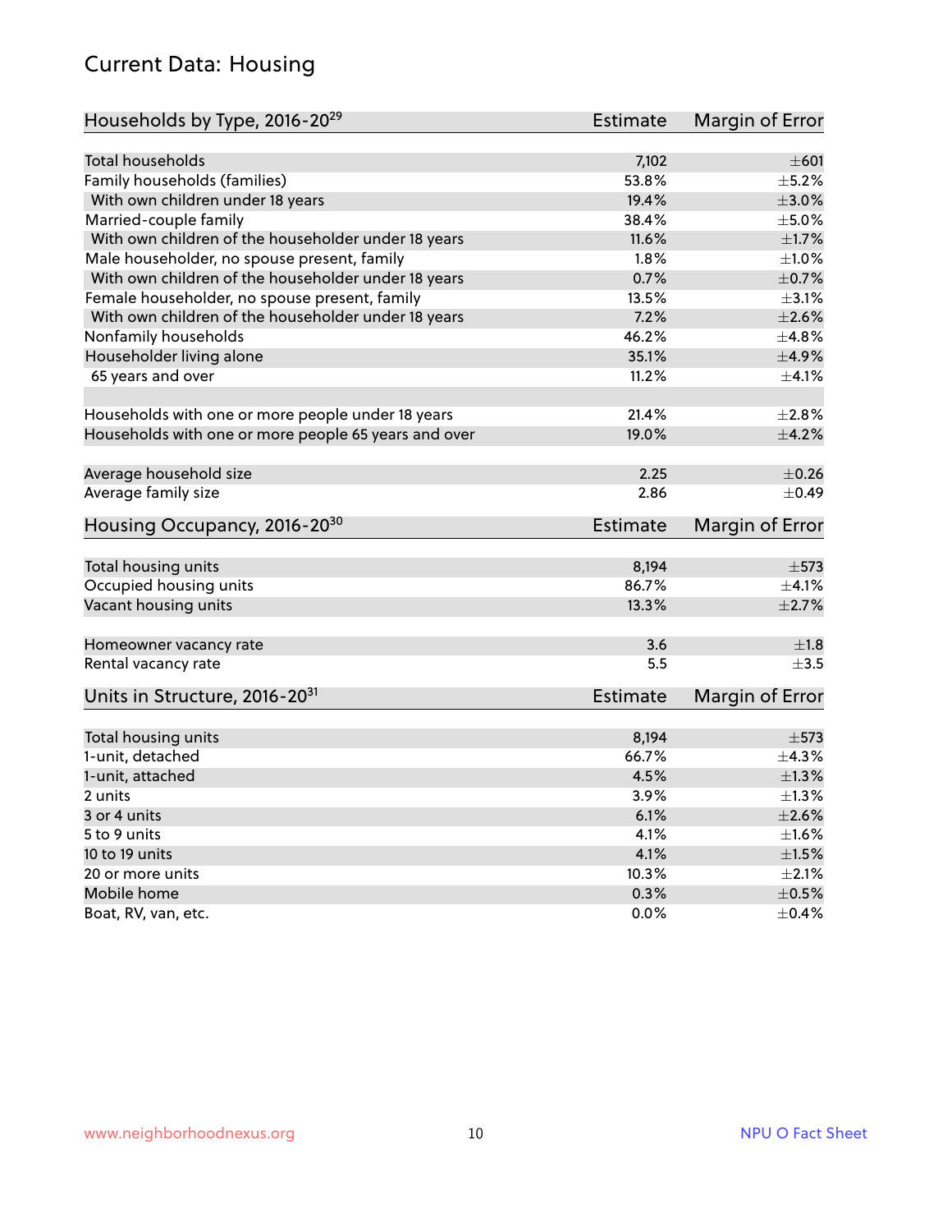## Current Data: Housing

| Households by Type, 2016-20[29] | Estimate | Margin of Error |
|---|---|---|
| Total households | 7,102 | ±601 |
| Family households (families) | 53.8% | ±5.2% |
| With own children under 18 years | 19.4% | ±3.0% |
| Married-couple family | 38.4% | ±5.0% |
| With own children of the householder under 18 years | 11.6% | ±1.7% |
| Male householder, no spouse present, family | 1.8% | ±1.0% |
| With own children of the householder under 18 years | 0.7% | ±0.7% |
| Female householder, no spouse present, family | 13.5% | ±3.1% |
| With own children of the householder under 18 years | 7.2% | ±2.6% |
| Nonfamily households | 46.2% | ±4.8% |
| Householder living alone | 35.1% | ±4.9% |
| 65 years and over | 11.2% | ±4.1% |
| Households with one or more people under 18 years | 21.4% | ±2.8% |
| Households with one or more people 65 years and over | 19.0% | ±4.2% |
| Average household size | 2.25 | ±0.26 |
| Average family size | 2.86 | ±0.49 |

| Housing Occupancy, 2016-20[30] | Estimate | Margin of Error |
|---|---|---|
| Total housing units | 8,194 | ±573 |
| Occupied housing units | 86.7% | ±4.1% |
| Vacant housing units | 13.3% | ±2.7% |
| Homeowner vacancy rate | 3.6 | ±1.8 |
| Rental vacancy rate | 5.5 | ±3.5 |

| Units in Structure, 2016-20[31] | Estimate | Margin of Error |
|---|---|---|
| Total housing units | 8,194 | ±573 |
| 1-unit, detached | 66.7% | ±4.3% |
| 1-unit, attached | 4.5% | ±1.3% |
| 2 units | 3.9% | ±1.3% |
| 3 or 4 units | 6.1% | ±2.6% |
| 5 to 9 units | 4.1% | ±1.6% |
| 10 to 19 units | 4.1% | ±1.5% |
| 20 or more units | 10.3% | ±2.1% |
| Mobile home | 0.3% | ±0.5% |
| Boat, RV, van, etc. | 0.0% | ±0.4% |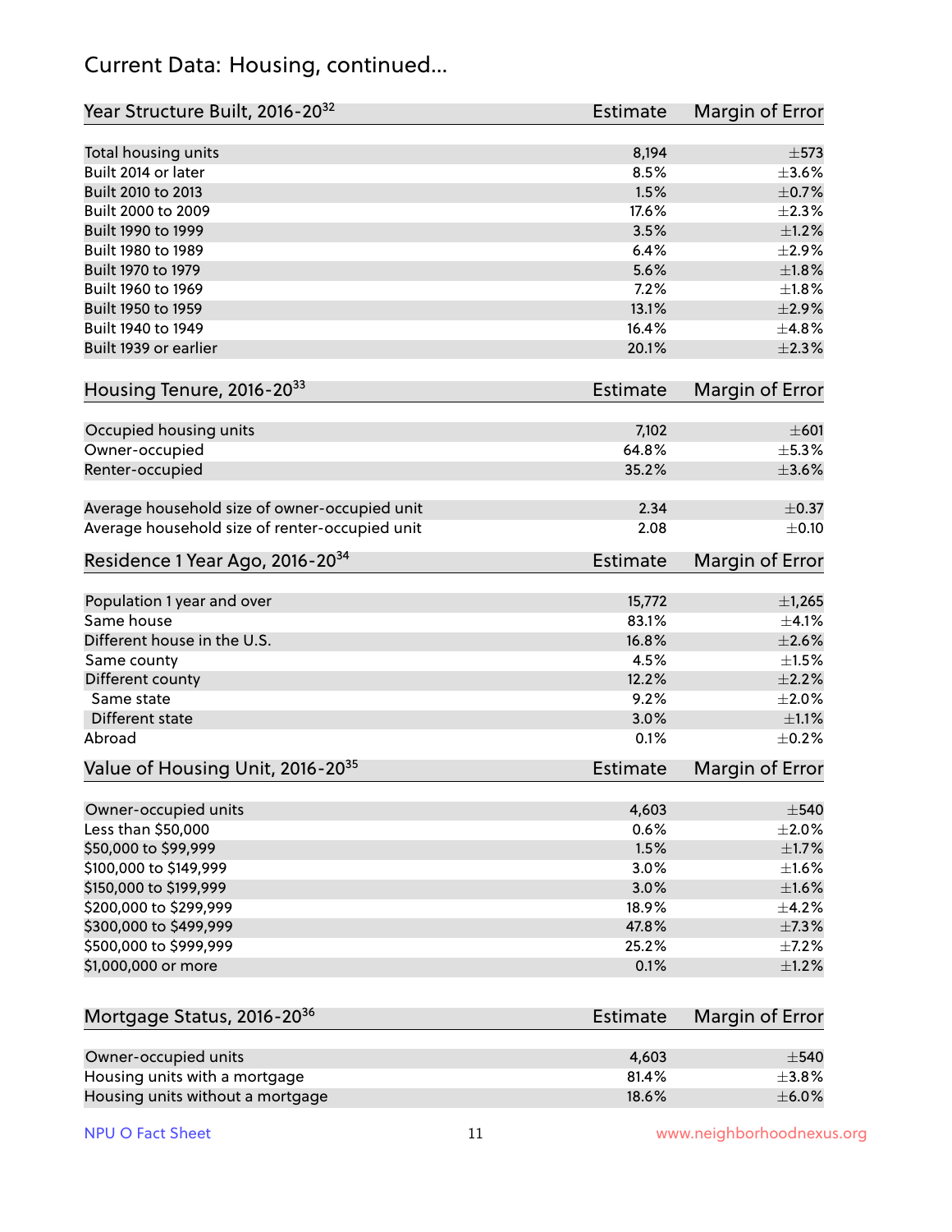## Current Data: Housing, continued...

| Year Structure Built, 2016-20[32] | Estimate | Margin of Error |
|---|---|---|
| Total housing units | 8,194 | ±573 |
| Built 2014 or later | 8.5% | ±3.6% |
| Built 2010 to 2013 | 1.5% | ±0.7% |
| Built 2000 to 2009 | 17.6% | ±2.3% |
| Built 1990 to 1999 | 3.5% | ±1.2% |
| Built 1980 to 1989 | 6.4% | ±2.9% |
| Built 1970 to 1979 | 5.6% | ±1.8% |
| Built 1960 to 1969 | 7.2% | ±1.8% |
| Built 1950 to 1959 | 13.1% | ±2.9% |
| Built 1940 to 1949 | 16.4% | ±4.8% |
| Built 1939 or earlier | 20.1% | ±2.3% |

| Housing Tenure, 2016-20[33] | Estimate | Margin of Error |
|---|---|---|
| Occupied housing units | 7,102 | ±601 |
| Owner-occupied | 64.8% | ±5.3% |
| Renter-occupied | 35.2% | ±3.6% |
| Average household size of owner-occupied unit | 2.34 | ±0.37 |
| Average household size of renter-occupied unit | 2.08 | ±0.10 |

| Residence 1 Year Ago, 2016-20[34] | Estimate | Margin of Error |
|---|---|---|
| Population 1 year and over | 15,772 | ±1,265 |
| Same house | 83.1% | ±4.1% |
| Different house in the U.S. | 16.8% | ±2.6% |
| Same county | 4.5% | ±1.5% |
| Different county | 12.2% | ±2.2% |
| Same state | 9.2% | ±2.0% |
| Different state | 3.0% | ±1.1% |
| Abroad | 0.1% | ±0.2% |

| Value of Housing Unit, 2016-20[35] | Estimate | Margin of Error |
|---|---|---|
| Owner-occupied units | 4,603 | ±540 |
| Less than $50,000 | 0.6% | ±2.0% |
| $50,000 to $99,999 | 1.5% | ±1.7% |
| $100,000 to $149,999 | 3.0% | ±1.6% |
| $150,000 to $199,999 | 3.0% | ±1.6% |
| $200,000 to $299,999 | 18.9% | ±4.2% |
| $300,000 to $499,999 | 47.8% | ±7.3% |
| $500,000 to $999,999 | 25.2% | ±7.2% |
| $1,000,000 or more | 0.1% | ±1.2% |

| Mortgage Status, 2016-20[36] | Estimate | Margin of Error |
|---|---|---|
| Owner-occupied units | 4,603 | ±540 |
| Housing units with a mortgage | 81.4% | ±3.8% |
| Housing units without a mortgage | 18.6% | ±6.0% |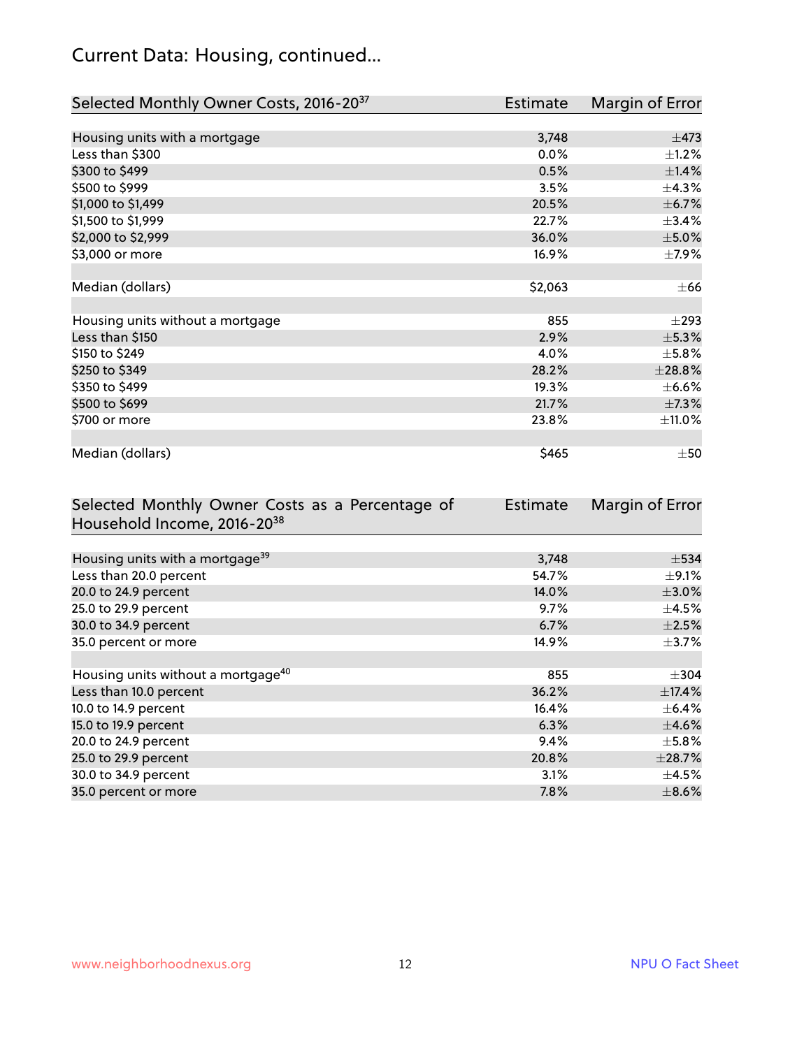## Current Data: Housing, continued...

| Selected Monthly Owner Costs, 2016-20[37] | Estimate | Margin of Error |
|---|---|---|
| Housing units with a mortgage | 3,748 | ±473 |
| Less than $300 | 0.0% | ±1.2% |
| $300 to $499 | 0.5% | ±1.4% |
| $500 to $999 | 3.5% | ±4.3% |
| $1,000 to $1,499 | 20.5% | ±6.7% |
| $1,500 to $1,999 | 22.7% | ±3.4% |
| $2,000 to $2,999 | 36.0% | ±5.0% |
| $3,000 or more | 16.9% | ±7.9% |
| Median (dollars) | $2,063 | ±66 |
| Housing units without a mortgage | 855 | ±293 |
| Less than $150 | 2.9% | ±5.3% |
| $150 to $249 | 4.0% | ±5.8% |
| $250 to $349 | 28.2% | ±28.8% |
| $350 to $499 | 19.3% | ±6.6% |
| $500 to $699 | 21.7% | ±7.3% |
| $700 or more | 23.8% | ±11.0% |
| Median (dollars) | $465 | ±50 |

| Selected Monthly Owner Costs as a Percentage of Household Income, 2016-20[38] | Estimate | Margin of Error |
|---|---|---|
| Housing units with a mortgage[39] | 3,748 | ±534 |
| Less than 20.0 percent | 54.7% | ±9.1% |
| 20.0 to 24.9 percent | 14.0% | ±3.0% |
| 25.0 to 29.9 percent | 9.7% | ±4.5% |
| 30.0 to 34.9 percent | 6.7% | ±2.5% |
| 35.0 percent or more | 14.9% | ±3.7% |
| Housing units without a mortgage[40] | 855 | ±304 |
| Less than 10.0 percent | 36.2% | ±17.4% |
| 10.0 to 14.9 percent | 16.4% | ±6.4% |
| 15.0 to 19.9 percent | 6.3% | ±4.6% |
| 20.0 to 24.9 percent | 9.4% | ±5.8% |
| 25.0 to 29.9 percent | 20.8% | ±28.7% |
| 30.0 to 34.9 percent | 3.1% | ±4.5% |
| 35.0 percent or more | 7.8% | ±8.6% |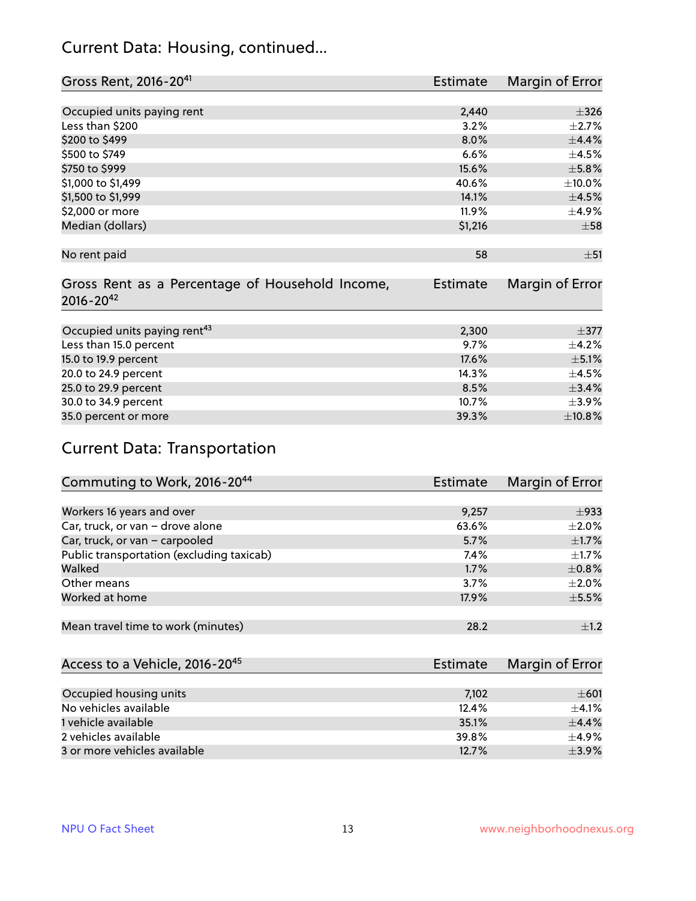## Current Data: Housing, continued...

| Gross Rent, 2016-20[41] | Estimate | Margin of Error |
|---|---|---|
| Occupied units paying rent | 2,440 | ±326 |
| Less than $200 | 3.2% | ±2.7% |
| $200 to $499 | 8.0% | ±4.4% |
| $500 to $749 | 6.6% | ±4.5% |
| $750 to $999 | 15.6% | ±5.8% |
| $1,000 to $1,499 | 40.6% | ±10.0% |
| $1,500 to $1,999 | 14.1% | ±4.5% |
| $2,000 or more | 11.9% | ±4.9% |
| Median (dollars) | $1,216 | ±58 |
| No rent paid | 58 | ±51 |

| Gross Rent as a Percentage of Household Income, 2016-20[42] | Estimate | Margin of Error |
|---|---|---|
| Occupied units paying rent[43] | 2,300 | ±377 |
| Less than 15.0 percent | 9.7% | ±4.2% |
| 15.0 to 19.9 percent | 17.6% | ±5.1% |
| 20.0 to 24.9 percent | 14.3% | ±4.5% |
| 25.0 to 29.9 percent | 8.5% | ±3.4% |
| 30.0 to 34.9 percent | 10.7% | ±3.9% |
| 35.0 percent or more | 39.3% | ±10.8% |

## Current Data: Transportation

| Commuting to Work, 2016-20[44] | Estimate | Margin of Error |
|---|---|---|
| Workers 16 years and over | 9,257 | ±933 |
| Car, truck, or van – drove alone | 63.6% | ±2.0% |
| Car, truck, or van – carpooled | 5.7% | ±1.7% |
| Public transportation (excluding taxicab) | 7.4% | ±1.7% |
| Walked | 1.7% | ±0.8% |
| Other means | 3.7% | ±2.0% |
| Worked at home | 17.9% | ±5.5% |
| Mean travel time to work (minutes) | 28.2 | ±1.2 |

| Access to a Vehicle, 2016-20[45] | Estimate | Margin of Error |
|---|---|---|
| Occupied housing units | 7,102 | ±601 |
| No vehicles available | 12.4% | ±4.1% |
| 1 vehicle available | 35.1% | ±4.4% |
| 2 vehicles available | 39.8% | ±4.9% |
| 3 or more vehicles available | 12.7% | ±3.9% |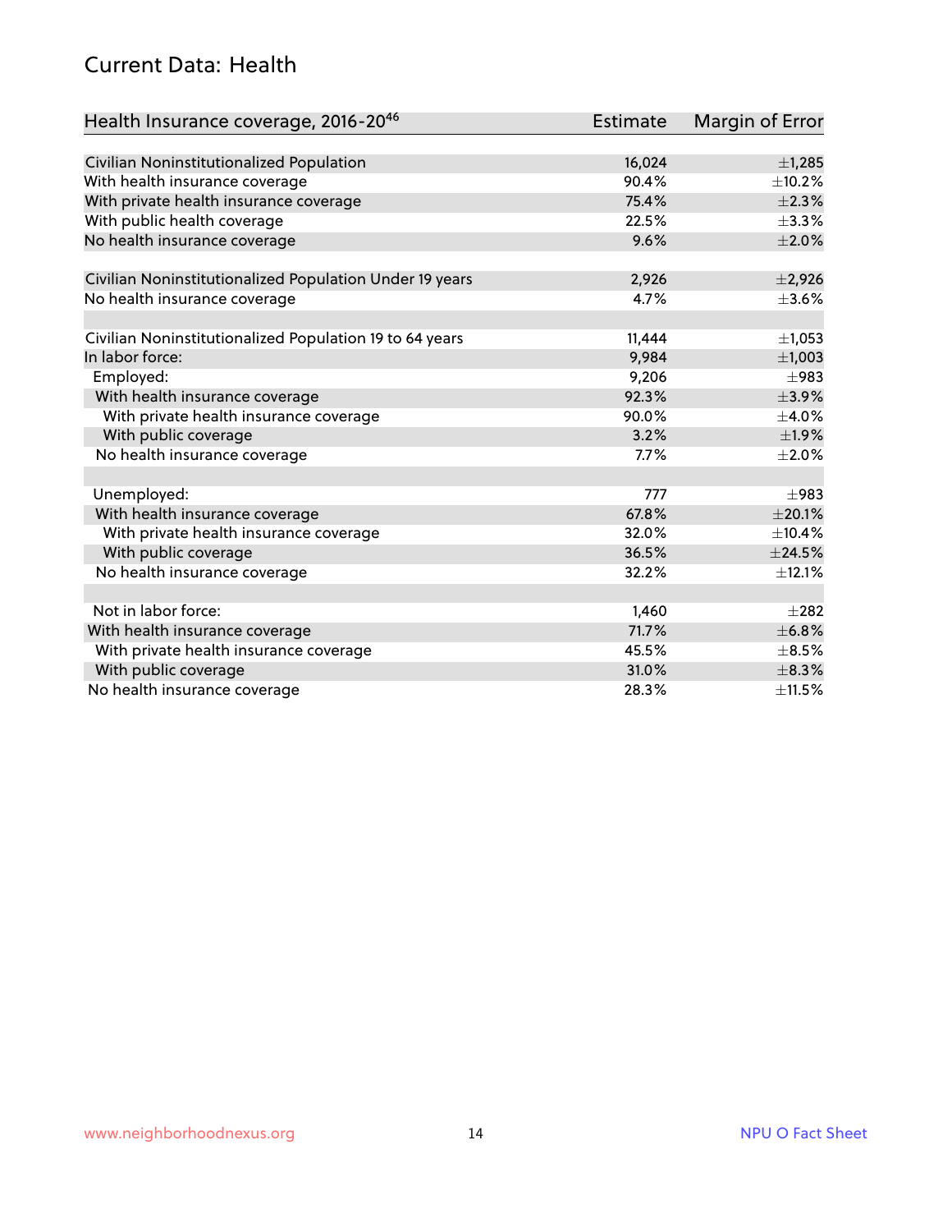## Current Data: Health

| Health Insurance coverage, 2016-20[46] | Estimate | Margin of Error |
|---|---|---|
| Civilian Noninstitutionalized Population | 16,024 | ±1,285 |
| With health insurance coverage | 90.4% | ±10.2% |
| With private health insurance coverage | 75.4% | ±2.3% |
| With public health coverage | 22.5% | ±3.3% |
| No health insurance coverage | 9.6% | ±2.0% |
| | | |
| Civilian Noninstitutionalized Population Under 19 years | 2,926 | ±2,926 |
| No health insurance coverage | 4.7% | ±3.6% |
| | | |
| Civilian Noninstitutionalized Population 19 to 64 years | 11,444 | ±1,053 |
| In labor force: | 9,984 | ±1,003 |
| Employed: | 9,206 | ±983 |
| With health insurance coverage | 92.3% | ±3.9% |
| With private health insurance coverage | 90.0% | ±4.0% |
| With public coverage | 3.2% | ±1.9% |
| No health insurance coverage | 7.7% | ±2.0% |
| | | |
| Unemployed: | 777 | ±983 |
| With health insurance coverage | 67.8% | ±20.1% |
| With private health insurance coverage | 32.0% | ±10.4% |
| With public coverage | 36.5% | ±24.5% |
| No health insurance coverage | 32.2% | ±12.1% |
| | | |
| Not in labor force: | 1,460 | ±282 |
| With health insurance coverage | 71.7% | ±6.8% |
| With private health insurance coverage | 45.5% | ±8.5% |
| With public coverage | 31.0% | ±8.3% |
| No health insurance coverage | 28.3% | ±11.5% |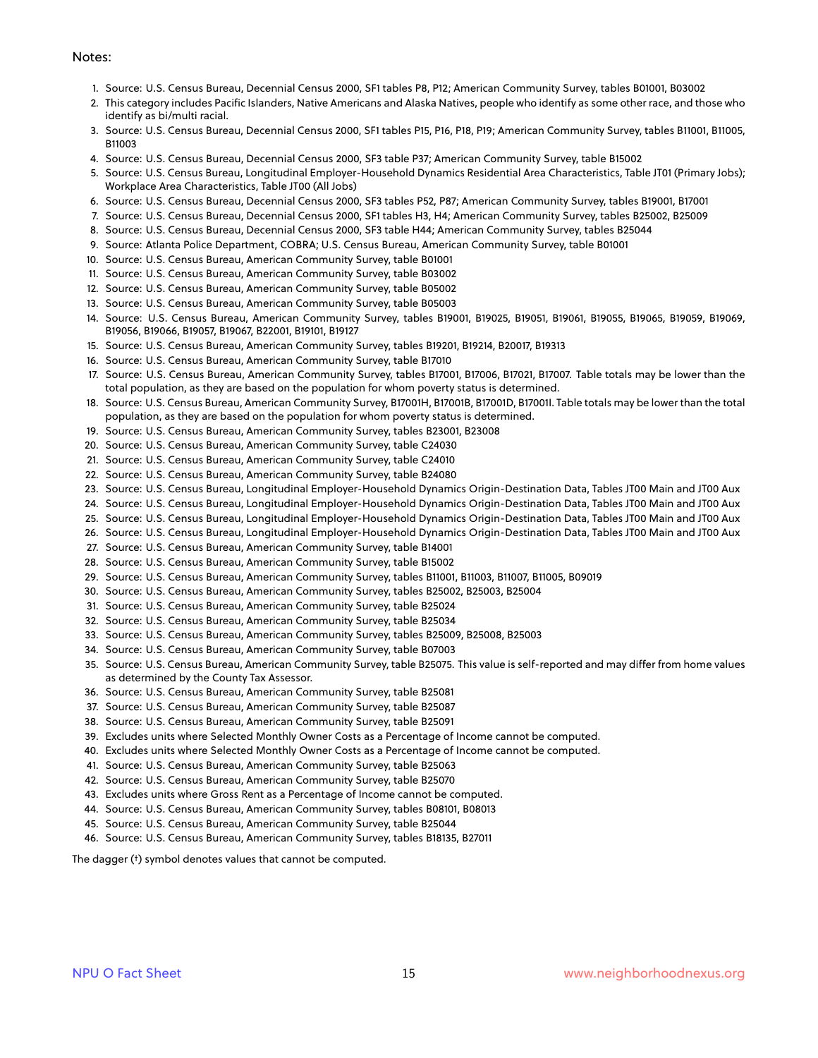Notes:

1. Source: U.S. Census Bureau, Decennial Census 2000, SF1 tables P8, P12; American Community Survey, tables B01001, B03002
2. This category includes Pacific Islanders, Native Americans and Alaska Natives, people who identify as some other race, and those who identify as bi/multi racial.
3. Source: U.S. Census Bureau, Decennial Census 2000, SF1 tables P15, P16, P18, P19; American Community Survey, tables B11001, B11005, B11003
4. Source: U.S. Census Bureau, Decennial Census 2000, SF3 table P37; American Community Survey, table B15002
5. Source: U.S. Census Bureau, Longitudinal Employer-Household Dynamics Residential Area Characteristics, Table JT01 (Primary Jobs); Workplace Area Characteristics, Table JT00 (All Jobs)
6. Source: U.S. Census Bureau, Decennial Census 2000, SF3 tables P52, P87; American Community Survey, tables B19001, B17001
7. Source: U.S. Census Bureau, Decennial Census 2000, SF1 tables H3, H4; American Community Survey, tables B25002, B25009
8. Source: U.S. Census Bureau, Decennial Census 2000, SF3 table H44; American Community Survey, tables B25044
9. Source: Atlanta Police Department, COBRA; U.S. Census Bureau, American Community Survey, table B01001
10. Source: U.S. Census Bureau, American Community Survey, table B01001
11. Source: U.S. Census Bureau, American Community Survey, table B03002
12. Source: U.S. Census Bureau, American Community Survey, table B05002
13. Source: U.S. Census Bureau, American Community Survey, table B05003
14. Source: U.S. Census Bureau, American Community Survey, tables B19001, B19025, B19051, B19061, B19055, B19065, B19059, B19069, B19056, B19066, B19057, B19067, B22001, B19101, B19127
15. Source: U.S. Census Bureau, American Community Survey, tables B19201, B19214, B20017, B19313
16. Source: U.S. Census Bureau, American Community Survey, table B17010
17. Source: U.S. Census Bureau, American Community Survey, tables B17001, B17006, B17021, B17007. Table totals may be lower than the total population, as they are based on the population for whom poverty status is determined.
18. Source: U.S. Census Bureau, American Community Survey, B17001H, B17001B, B17001D, B17001I. Table totals may be lower than the total population, as they are based on the population for whom poverty status is determined.
19. Source: U.S. Census Bureau, American Community Survey, tables B23001, B23008
20. Source: U.S. Census Bureau, American Community Survey, table C24030
21. Source: U.S. Census Bureau, American Community Survey, table C24010
22. Source: U.S. Census Bureau, American Community Survey, table B24080
23. Source: U.S. Census Bureau, Longitudinal Employer-Household Dynamics Origin-Destination Data, Tables JT00 Main and JT00 Aux
24. Source: U.S. Census Bureau, Longitudinal Employer-Household Dynamics Origin-Destination Data, Tables JT00 Main and JT00 Aux
25. Source: U.S. Census Bureau, Longitudinal Employer-Household Dynamics Origin-Destination Data, Tables JT00 Main and JT00 Aux
26. Source: U.S. Census Bureau, Longitudinal Employer-Household Dynamics Origin-Destination Data, Tables JT00 Main and JT00 Aux
27. Source: U.S. Census Bureau, American Community Survey, table B14001
28. Source: U.S. Census Bureau, American Community Survey, table B15002
29. Source: U.S. Census Bureau, American Community Survey, tables B11001, B11003, B11007, B11005, B09019
30. Source: U.S. Census Bureau, American Community Survey, tables B25002, B25003, B25004
31. Source: U.S. Census Bureau, American Community Survey, table B25024
32. Source: U.S. Census Bureau, American Community Survey, table B25034
33. Source: U.S. Census Bureau, American Community Survey, tables B25009, B25008, B25003
34. Source: U.S. Census Bureau, American Community Survey, table B07003
35. Source: U.S. Census Bureau, American Community Survey, table B25075. This value is self-reported and may differ from home values as determined by the County Tax Assessor.
36. Source: U.S. Census Bureau, American Community Survey, table B25081
37. Source: U.S. Census Bureau, American Community Survey, table B25087
38. Source: U.S. Census Bureau, American Community Survey, table B25091
39. Excludes units where Selected Monthly Owner Costs as a Percentage of Income cannot be computed.
40. Excludes units where Selected Monthly Owner Costs as a Percentage of Income cannot be computed.
41. Source: U.S. Census Bureau, American Community Survey, table B25063
42. Source: U.S. Census Bureau, American Community Survey, table B25070
43. Excludes units where Gross Rent as a Percentage of Income cannot be computed.
44. Source: U.S. Census Bureau, American Community Survey, tables B08101, B08013
45. Source: U.S. Census Bureau, American Community Survey, table B25044
46. Source: U.S. Census Bureau, American Community Survey, tables B18135, B27011

The dagger (†) symbol denotes values that cannot be computed.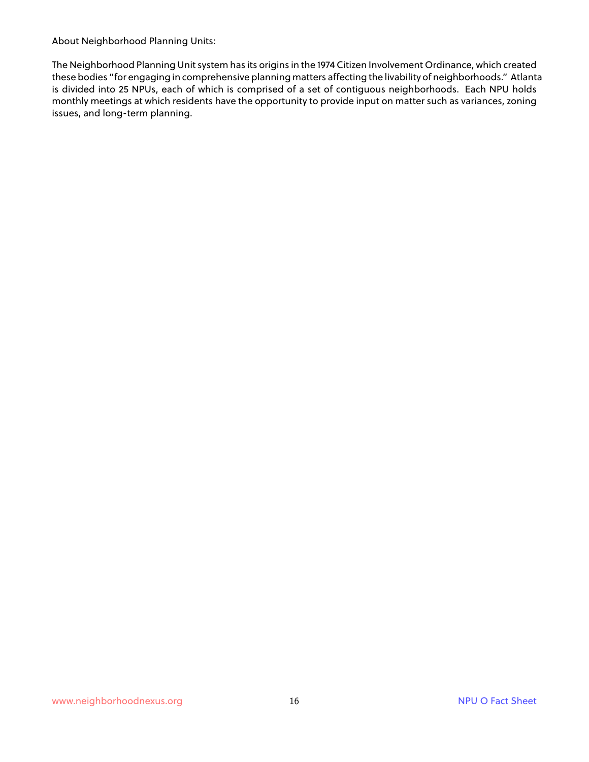About Neighborhood Planning Units:

The Neighborhood Planning Unit system has its origins in the 1974 Citizen Involvement Ordinance, which created these bodies "for engaging in comprehensive planning matters affecting the livability of neighborhoods." Atlanta is divided into 25 NPUs, each of which is comprised of a set of contiguous neighborhoods. Each NPU holds monthly meetings at which residents have the opportunity to provide input on matter such as variances, zoning issues, and long-term planning.